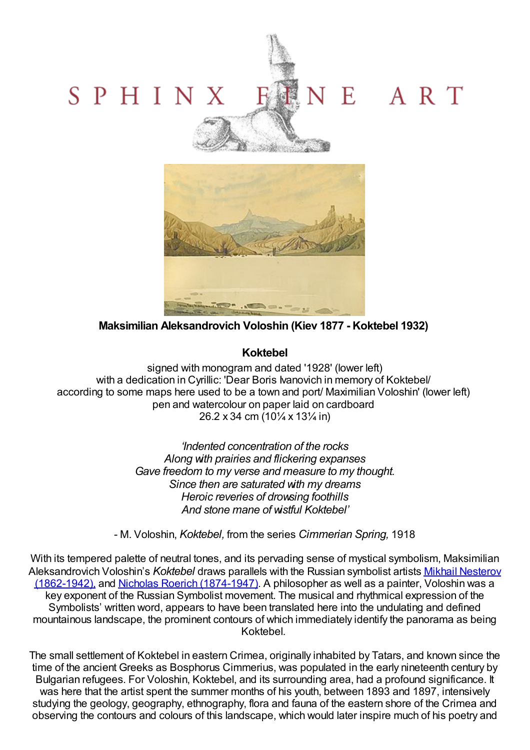# SPHINX FINE ART

**Maksimilian Aleksandrovich Voloshin (Kiev 1877 - Koktebel 1932)**

**Koktebel**

signed with monogram and dated '1928' (lower left)
with a dedication in Cyrillic: 'Dear Boris Ivanovich in memory of Koktebel/ according to some maps here used to be a town and port/ Maximilian Voloshin' (lower left)
pen and watercolour on paper laid on cardboard
26.2 x 34 cm (10¼ x 13¼ in)

*'Indented concentration of the rocks*
*Along with prairies and flickering expanses*
*Gave freedom to my verse and measure to my thought.*
*Since then are saturated with my dreams*
*Heroic reveries of drowsing foothills*
*And stone mane of wistful Koktebel'*

- M. Voloshin, *Koktebel,* from the series *Cimmerian Spring,* 1918

With its tempered palette of neutral tones, and its pervading sense of mystical symbolism, Maksimilian Aleksandrovich Voloshin's *Koktebel* draws parallels with the Russian symbolist artists Mikhail Nesterov (1862-1942), and Nicholas Roerich (1874-1947). A philosopher as well as a painter, Voloshin was a key exponent of the Russian Symbolist movement. The musical and rhythmical expression of the Symbolists' written word, appears to have been translated here into the undulating and defined mountainous landscape, the prominent contours of which immediately identify the panorama as being Koktebel.

The small settlement of Koktebel in eastern Crimea, originally inhabited by Tatars, and known since the time of the ancient Greeks as Bosphorus Cimmerius, was populated in the early nineteenth century by Bulgarian refugees. For Voloshin, Koktebel, and its surrounding area, had a profound significance. It was here that the artist spent the summer months of his youth, between 1893 and 1897, intensively studying the geology, geography, ethnography, flora and fauna of the eastern shore of the Crimea and observing the contours and colours of this landscape, which would later inspire much of his poetry and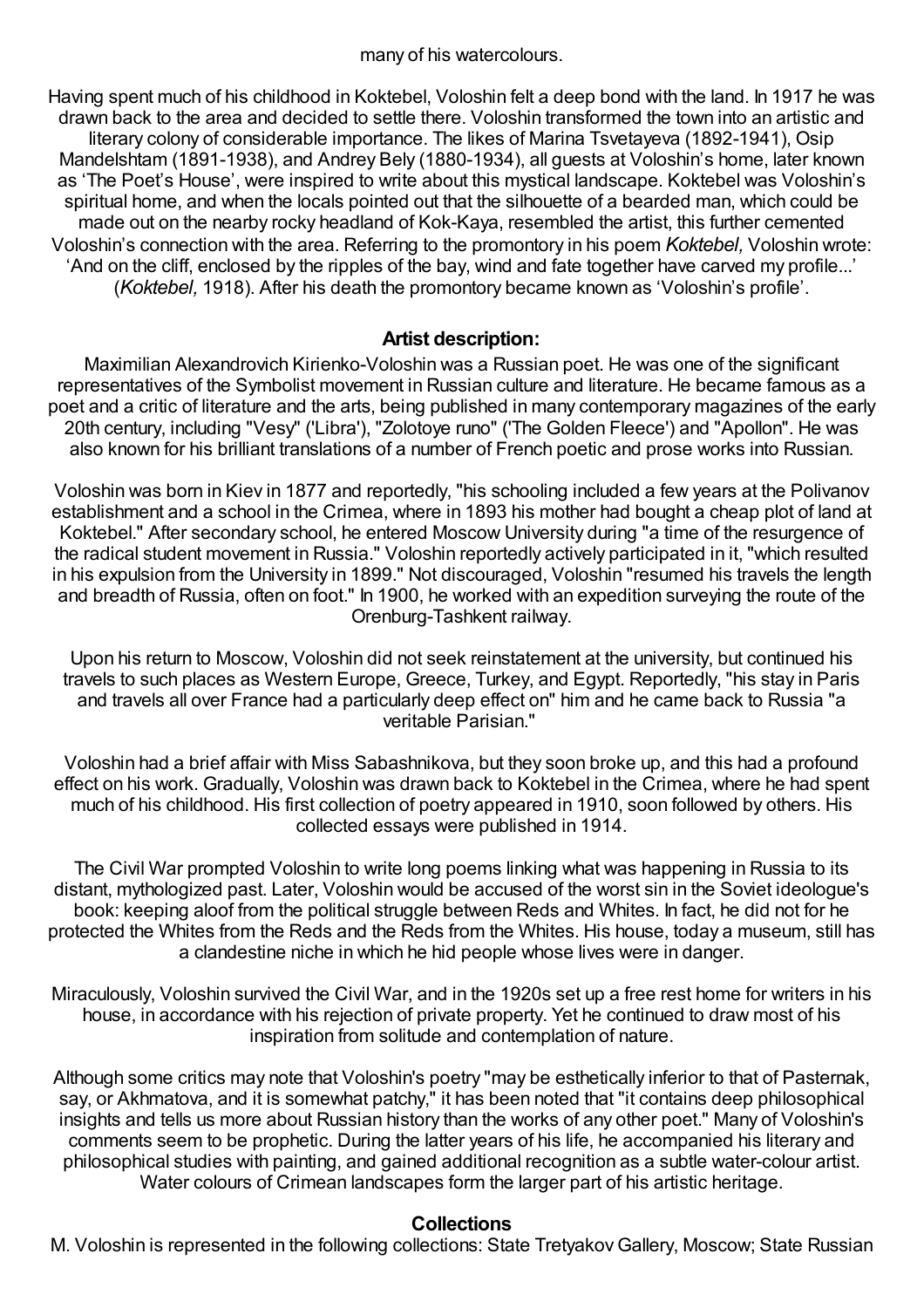many of his watercolours.

Having spent much of his childhood in Koktebel, Voloshin felt a deep bond with the land. In 1917 he was drawn back to the area and decided to settle there. Voloshin transformed the town into an artistic and literary colony of considerable importance. The likes of Marina Tsvetayeva (1892-1941), Osip Mandelshtam (1891-1938), and Andrey Bely (1880-1934), all guests at Voloshin's home, later known as 'The Poet's House', were inspired to write about this mystical landscape. Koktebel was Voloshin's spiritual home, and when the locals pointed out that the silhouette of a bearded man, which could be made out on the nearby rocky headland of Kok-Kaya, resembled the artist, this further cemented Voloshin's connection with the area. Referring to the promontory in his poem *Koktebel,* Voloshin wrote: 'And on the cliff, enclosed by the ripples of the bay, wind and fate together have carved my profile...' (*Koktebel,* 1918). After his death the promontory became known as 'Voloshin's profile'.

## Artist description:

Maximilian Alexandrovich Kirienko-Voloshin was a Russian poet. He was one of the significant representatives of the Symbolist movement in Russian culture and literature. He became famous as a poet and a critic of literature and the arts, being published in many contemporary magazines of the early 20th century, including "Vesy" ('Libra'), "Zolotoye runo" ('The Golden Fleece') and "Apollon". He was also known for his brilliant translations of a number of French poetic and prose works into Russian.

Voloshin was born in Kiev in 1877 and reportedly, "his schooling included a few years at the Polivanov establishment and a school in the Crimea, where in 1893 his mother had bought a cheap plot of land at Koktebel." After secondary school, he entered Moscow University during "a time of the resurgence of the radical student movement in Russia." Voloshin reportedly actively participated in it, "which resulted in his expulsion from the University in 1899." Not discouraged, Voloshin "resumed his travels the length and breadth of Russia, often on foot." In 1900, he worked with an expedition surveying the route of the Orenburg-Tashkent railway.

Upon his return to Moscow, Voloshin did not seek reinstatement at the university, but continued his travels to such places as Western Europe, Greece, Turkey, and Egypt. Reportedly, "his stay in Paris and travels all over France had a particularly deep effect on" him and he came back to Russia "a veritable Parisian."

Voloshin had a brief affair with Miss Sabashnikova, but they soon broke up, and this had a profound effect on his work. Gradually, Voloshin was drawn back to Koktebel in the Crimea, where he had spent much of his childhood. His first collection of poetry appeared in 1910, soon followed by others. His collected essays were published in 1914.

The Civil War prompted Voloshin to write long poems linking what was happening in Russia to its distant, mythologized past. Later, Voloshin would be accused of the worst sin in the Soviet ideologue's book: keeping aloof from the political struggle between Reds and Whites. In fact, he did not for he protected the Whites from the Reds and the Reds from the Whites. His house, today a museum, still has a clandestine niche in which he hid people whose lives were in danger.

Miraculously, Voloshin survived the Civil War, and in the 1920s set up a free rest home for writers in his house, in accordance with his rejection of private property. Yet he continued to draw most of his inspiration from solitude and contemplation of nature.

Although some critics may note that Voloshin's poetry "may be esthetically inferior to that of Pasternak, say, or Akhmatova, and it is somewhat patchy," it has been noted that "it contains deep philosophical insights and tells us more about Russian history than the works of any other poet." Many of Voloshin's comments seem to be prophetic. During the latter years of his life, he accompanied his literary and philosophical studies with painting, and gained additional recognition as a subtle water-colour artist. Water colours of Crimean landscapes form the larger part of his artistic heritage.

## Collections

M. Voloshin is represented in the following collections: State Tretyakov Gallery, Moscow; State Russian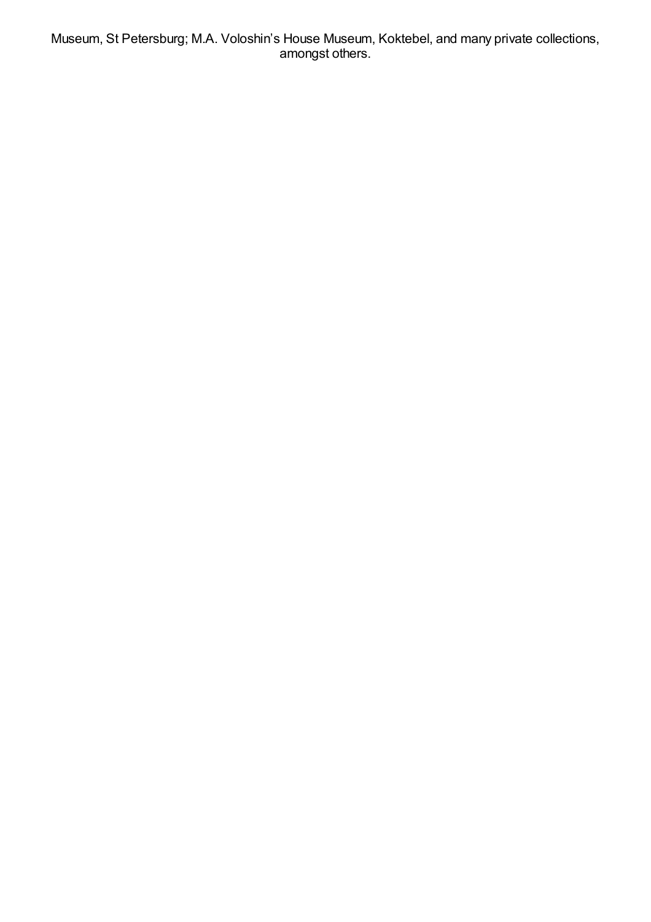Museum, St Petersburg; M.A. Voloshin's House Museum, Koktebel, and many private collections, amongst others.